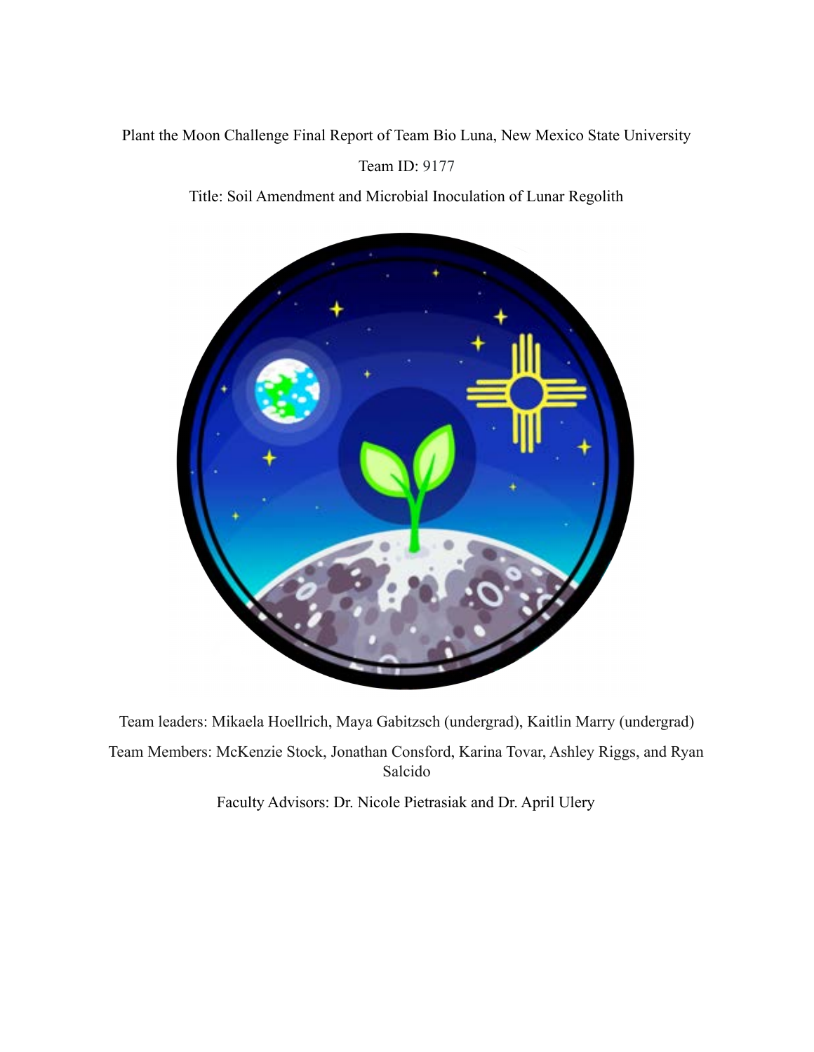Plant the Moon Challenge Final Report of Team Bio Luna, New Mexico State University

Team ID: 9177

Title: Soil Amendment and Microbial Inoculation of Lunar Regolith

Team leaders: Mikaela Hoellrich, Maya Gabitzsch (undergrad), Kaitlin Marry (undergrad)

Team Members: McKenzie Stock, Jonathan Consford, Karina Tovar, Ashley Riggs, and Ryan Salcido

Faculty Advisors: Dr. Nicole Pietrasiak and Dr. April Ulery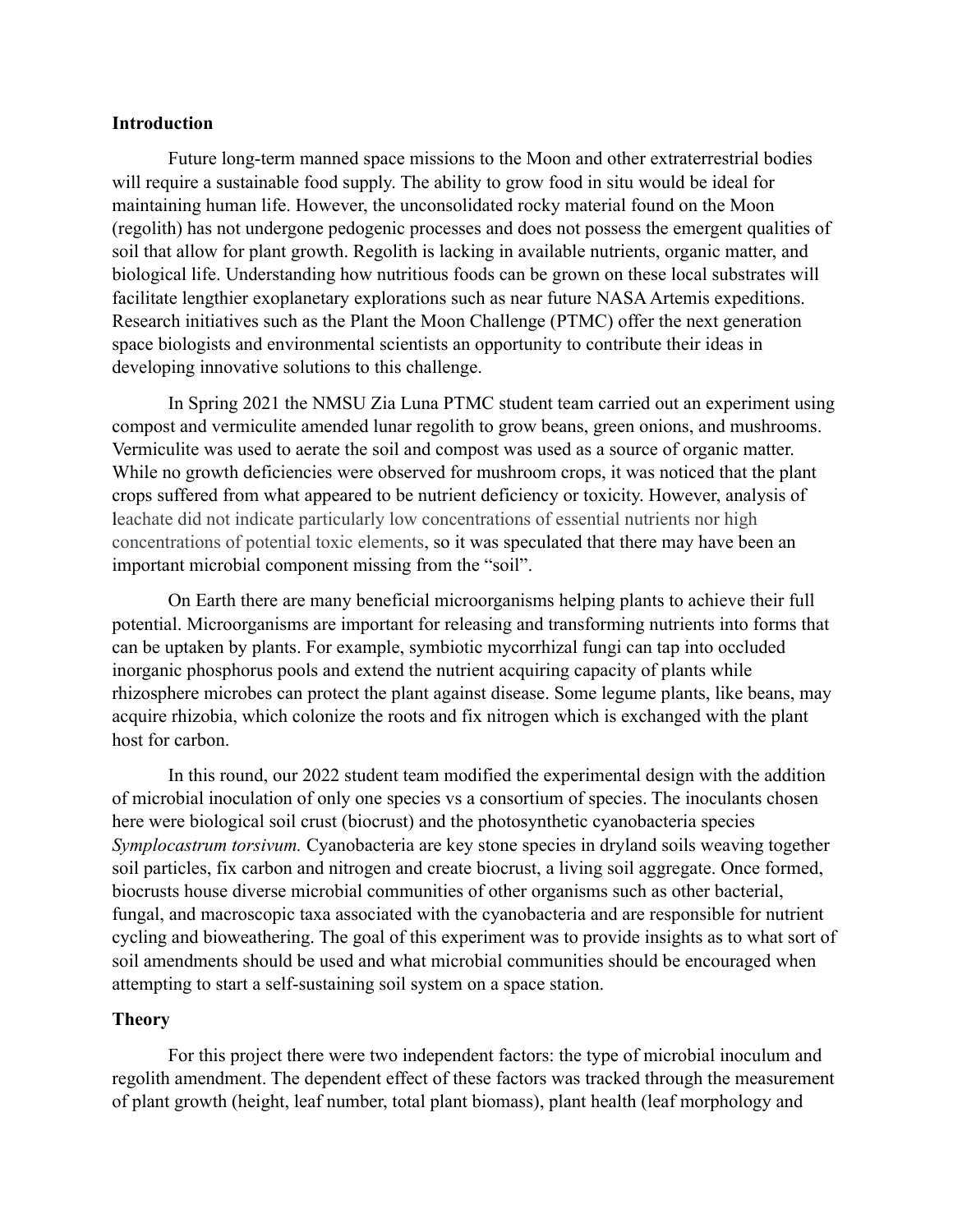## Introduction

Future long-term manned space missions to the Moon and other extraterrestrial bodies will require a sustainable food supply. The ability to grow food in situ would be ideal for maintaining human life. However, the unconsolidated rocky material found on the Moon (regolith) has not undergone pedogenic processes and does not possess the emergent qualities of soil that allow for plant growth. Regolith is lacking in available nutrients, organic matter, and biological life. Understanding how nutritious foods can be grown on these local substrates will facilitate lengthier exoplanetary explorations such as near future NASA Artemis expeditions. Research initiatives such as the Plant the Moon Challenge (PTMC) offer the next generation space biologists and environmental scientists an opportunity to contribute their ideas in developing innovative solutions to this challenge.

In Spring 2021 the NMSU Zia Luna PTMC student team carried out an experiment using compost and vermiculite amended lunar regolith to grow beans, green onions, and mushrooms. Vermiculite was used to aerate the soil and compost was used as a source of organic matter. While no growth deficiencies were observed for mushroom crops, it was noticed that the plant crops suffered from what appeared to be nutrient deficiency or toxicity. However, analysis of leachate did not indicate particularly low concentrations of essential nutrients nor high concentrations of potential toxic elements, so it was speculated that there may have been an important microbial component missing from the "soil".

On Earth there are many beneficial microorganisms helping plants to achieve their full potential. Microorganisms are important for releasing and transforming nutrients into forms that can be uptaken by plants. For example, symbiotic mycorrhizal fungi can tap into occluded inorganic phosphorus pools and extend the nutrient acquiring capacity of plants while rhizosphere microbes can protect the plant against disease. Some legume plants, like beans, may acquire rhizobia, which colonize the roots and fix nitrogen which is exchanged with the plant host for carbon.

In this round, our 2022 student team modified the experimental design with the addition of microbial inoculation of only one species vs a consortium of species. The inoculants chosen here were biological soil crust (biocrust) and the photosynthetic cyanobacteria species *Symplocastrum torsivum.* Cyanobacteria are key stone species in dryland soils weaving together soil particles, fix carbon and nitrogen and create biocrust, a living soil aggregate. Once formed, biocrusts house diverse microbial communities of other organisms such as other bacterial, fungal, and macroscopic taxa associated with the cyanobacteria and are responsible for nutrient cycling and bioweathering. The goal of this experiment was to provide insights as to what sort of soil amendments should be used and what microbial communities should be encouraged when attempting to start a self-sustaining soil system on a space station.

## Theory

For this project there were two independent factors: the type of microbial inoculum and regolith amendment. The dependent effect of these factors was tracked through the measurement of plant growth (height, leaf number, total plant biomass), plant health (leaf morphology and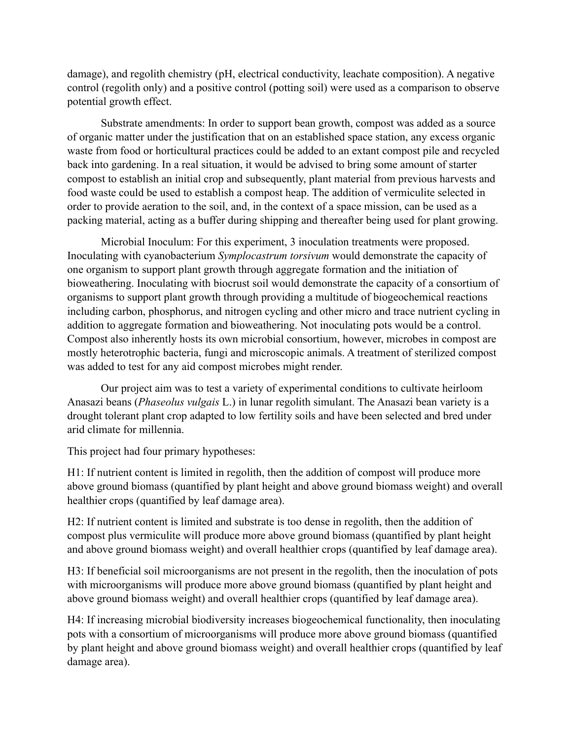damage), and regolith chemistry (pH, electrical conductivity, leachate composition). A negative control (regolith only) and a positive control (potting soil) were used as a comparison to observe potential growth effect.

Substrate amendments: In order to support bean growth, compost was added as a source of organic matter under the justification that on an established space station, any excess organic waste from food or horticultural practices could be added to an extant compost pile and recycled back into gardening. In a real situation, it would be advised to bring some amount of starter compost to establish an initial crop and subsequently, plant material from previous harvests and food waste could be used to establish a compost heap. The addition of vermiculite selected in order to provide aeration to the soil, and, in the context of a space mission, can be used as a packing material, acting as a buffer during shipping and thereafter being used for plant growing.

Microbial Inoculum: For this experiment, 3 inoculation treatments were proposed. Inoculating with cyanobacterium *Symplocastrum torsivum* would demonstrate the capacity of one organism to support plant growth through aggregate formation and the initiation of bioweathering. Inoculating with biocrust soil would demonstrate the capacity of a consortium of organisms to support plant growth through providing a multitude of biogeochemical reactions including carbon, phosphorus, and nitrogen cycling and other micro and trace nutrient cycling in addition to aggregate formation and bioweathering. Not inoculating pots would be a control. Compost also inherently hosts its own microbial consortium, however, microbes in compost are mostly heterotrophic bacteria, fungi and microscopic animals. A treatment of sterilized compost was added to test for any aid compost microbes might render.

Our project aim was to test a variety of experimental conditions to cultivate heirloom Anasazi beans (*Phaseolus vulgais* L.) in lunar regolith simulant. The Anasazi bean variety is a drought tolerant plant crop adapted to low fertility soils and have been selected and bred under arid climate for millennia.

This project had four primary hypotheses:

H1: If nutrient content is limited in regolith, then the addition of compost will produce more above ground biomass (quantified by plant height and above ground biomass weight) and overall healthier crops (quantified by leaf damage area).

H2: If nutrient content is limited and substrate is too dense in regolith, then the addition of compost plus vermiculite will produce more above ground biomass (quantified by plant height and above ground biomass weight) and overall healthier crops (quantified by leaf damage area).

H3: If beneficial soil microorganisms are not present in the regolith, then the inoculation of pots with microorganisms will produce more above ground biomass (quantified by plant height and above ground biomass weight) and overall healthier crops (quantified by leaf damage area).

H4: If increasing microbial biodiversity increases biogeochemical functionality, then inoculating pots with a consortium of microorganisms will produce more above ground biomass (quantified by plant height and above ground biomass weight) and overall healthier crops (quantified by leaf damage area).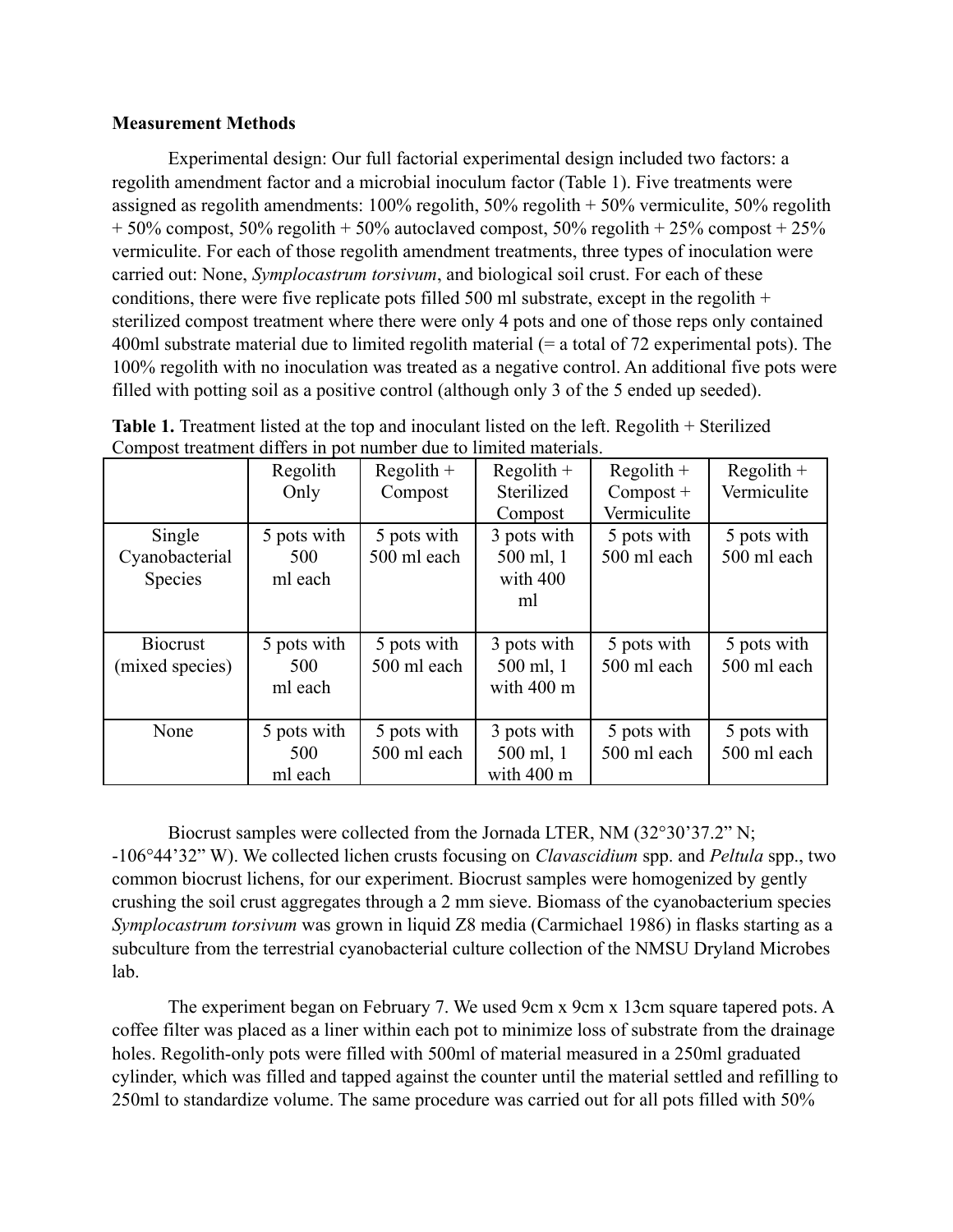**Measurement Methods**

Experimental design: Our full factorial experimental design included two factors: a regolith amendment factor and a microbial inoculum factor (Table 1). Five treatments were assigned as regolith amendments: 100% regolith, 50% regolith + 50% vermiculite, 50% regolith + 50% compost, 50% regolith + 50% autoclaved compost, 50% regolith + 25% compost + 25% vermiculite. For each of those regolith amendment treatments, three types of inoculation were carried out: None, *Symplocastrum torsivum*, and biological soil crust. For each of these conditions, there were five replicate pots filled 500 ml substrate, except in the regolith + sterilized compost treatment where there were only 4 pots and one of those reps only contained 400ml substrate material due to limited regolith material (= a total of 72 experimental pots). The 100% regolith with no inoculation was treated as a negative control. An additional five pots were filled with potting soil as a positive control (although only 3 of the 5 ended up seeded).

**Table 1.** Treatment listed at the top and inoculant listed on the left. Regolith + Sterilized Compost treatment differs in pot number due to limited materials.

| | Regolith Only | Regolith + Compost | Regolith + Sterilized Compost | Regolith + Compost + Vermiculite | Regolith + Vermiculite |
|---|---|---|---|---|---|
| Single Cyanobacterial Species | 5 pots with 500 ml each | 5 pots with 500 ml each | 3 pots with 500 ml, 1 with 400 ml | 5 pots with 500 ml each | 5 pots with 500 ml each |
| Biocrust (mixed species) | 5 pots with 500 ml each | 5 pots with 500 ml each | 3 pots with 500 ml, 1 with 400 m | 5 pots with 500 ml each | 5 pots with 500 ml each |
| None | 5 pots with 500 ml each | 5 pots with 500 ml each | 3 pots with 500 ml, 1 with 400 m | 5 pots with 500 ml each | 5 pots with 500 ml each |

Biocrust samples were collected from the Jornada LTER, NM (32°30'37.2" N; -106°44'32" W). We collected lichen crusts focusing on *Clavascidium* spp. and *Peltula* spp., two common biocrust lichens, for our experiment. Biocrust samples were homogenized by gently crushing the soil crust aggregates through a 2 mm sieve. Biomass of the cyanobacterium species *Symplocastrum torsivum* was grown in liquid Z8 media (Carmichael 1986) in flasks starting as a subculture from the terrestrial cyanobacterial culture collection of the NMSU Dryland Microbes lab.

The experiment began on February 7. We used 9cm x 9cm x 13cm square tapered pots. A coffee filter was placed as a liner within each pot to minimize loss of substrate from the drainage holes. Regolith-only pots were filled with 500ml of material measured in a 250ml graduated cylinder, which was filled and tapped against the counter until the material settled and refilling to 250ml to standardize volume. The same procedure was carried out for all pots filled with 50%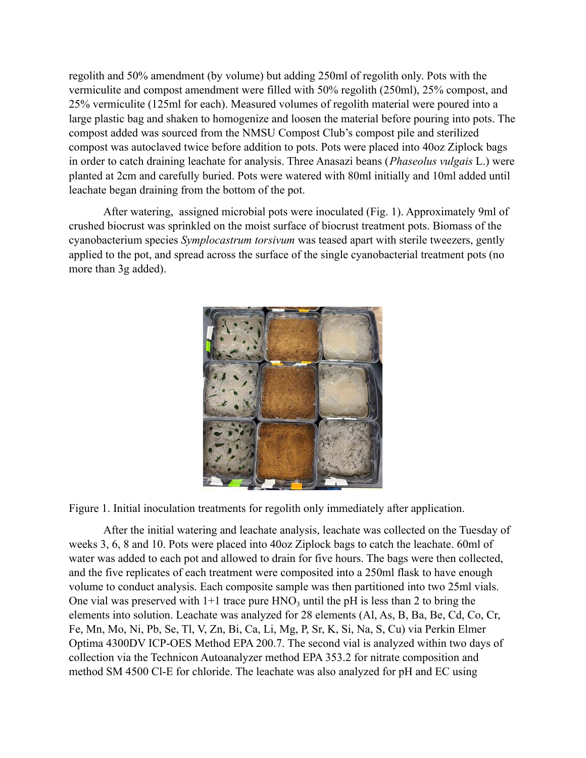regolith and 50% amendment (by volume) but adding 250ml of regolith only. Pots with the vermiculite and compost amendment were filled with 50% regolith (250ml), 25% compost, and 25% vermiculite (125ml for each). Measured volumes of regolith material were poured into a large plastic bag and shaken to homogenize and loosen the material before pouring into pots. The compost added was sourced from the NMSU Compost Club's compost pile and sterilized compost was autoclaved twice before addition to pots. Pots were placed into 40oz Ziplock bags in order to catch draining leachate for analysis. Three Anasazi beans (*Phaseolus vulgais* L.) were planted at 2cm and carefully buried. Pots were watered with 80ml initially and 10ml added until leachate began draining from the bottom of the pot.

After watering, assigned microbial pots were inoculated (Fig. 1). Approximately 9ml of crushed biocrust was sprinkled on the moist surface of biocrust treatment pots. Biomass of the cyanobacterium species *Symplocastrum torsivum* was teased apart with sterile tweezers, gently applied to the pot, and spread across the surface of the single cyanobacterial treatment pots (no more than 3g added).

Figure 1. Initial inoculation treatments for regolith only immediately after application.

After the initial watering and leachate analysis, leachate was collected on the Tuesday of weeks 3, 6, 8 and 10. Pots were placed into 40oz Ziplock bags to catch the leachate. 60ml of water was added to each pot and allowed to drain for five hours. The bags were then collected, and the five replicates of each treatment were composited into a 250ml flask to have enough volume to conduct analysis. Each composite sample was then partitioned into two 25ml vials. One vial was preserved with 1+1 trace pure $HNO_3$ until the pH is less than 2 to bring the elements into solution. Leachate was analyzed for 28 elements (Al, As, B, Ba, Be, Cd, Co, Cr, Fe, Mn, Mo, Ni, Pb, Se, Tl, V, Zn, Bi, Ca, Li, Mg, P, Sr, K, Si, Na, S, Cu) via Perkin Elmer Optima 4300DV ICP-OES Method EPA 200.7. The second vial is analyzed within two days of collection via the Technicon Autoanalyzer method EPA 353.2 for nitrate composition and method SM 4500 Cl-E for chloride. The leachate was also analyzed for pH and EC using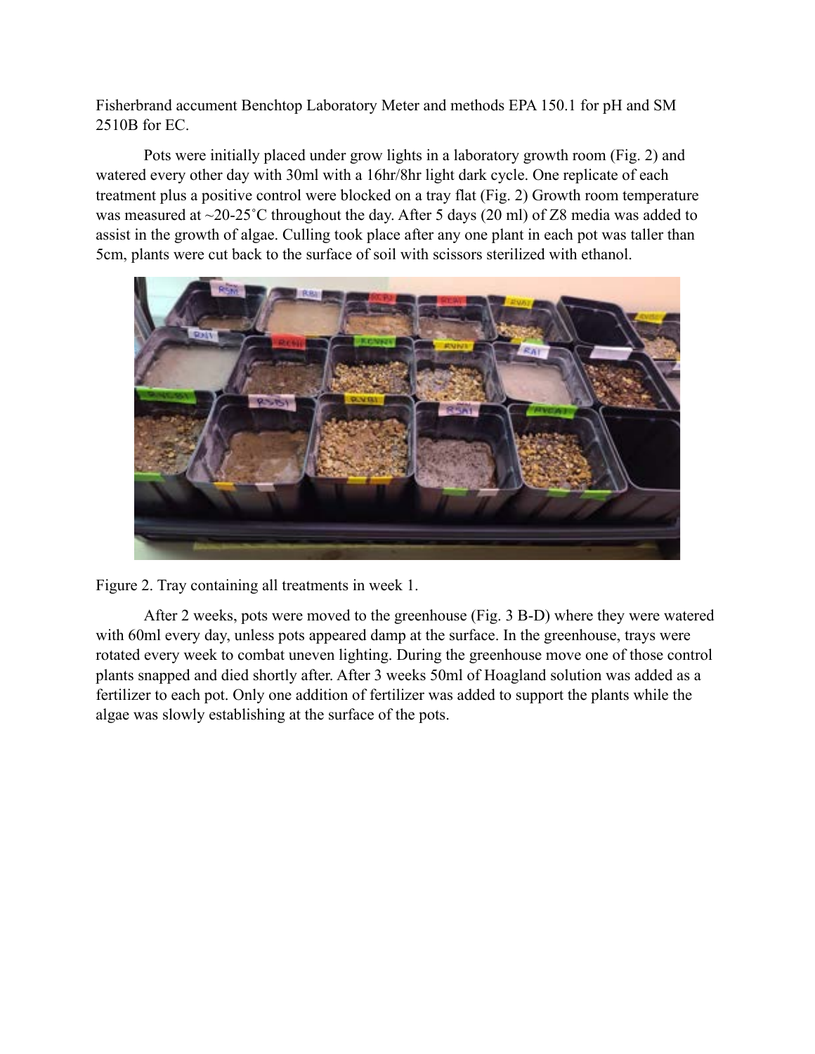Fisherbrand accument Benchtop Laboratory Meter and methods EPA 150.1 for pH and SM 2510B for EC.

Pots were initially placed under grow lights in a laboratory growth room (Fig. 2) and watered every other day with 30ml with a 16hr/8hr light dark cycle. One replicate of each treatment plus a positive control were blocked on a tray flat (Fig. 2) Growth room temperature was measured at ~20-25˚C throughout the day. After 5 days (20 ml) of Z8 media was added to assist in the growth of algae. Culling took place after any one plant in each pot was taller than 5cm, plants were cut back to the surface of soil with scissors sterilized with ethanol.

Figure 2. Tray containing all treatments in week 1.

After 2 weeks, pots were moved to the greenhouse (Fig. 3 B-D) where they were watered with 60ml every day, unless pots appeared damp at the surface. In the greenhouse, trays were rotated every week to combat uneven lighting. During the greenhouse move one of those control plants snapped and died shortly after. After 3 weeks 50ml of Hoagland solution was added as a fertilizer to each pot. Only one addition of fertilizer was added to support the plants while the algae was slowly establishing at the surface of the pots.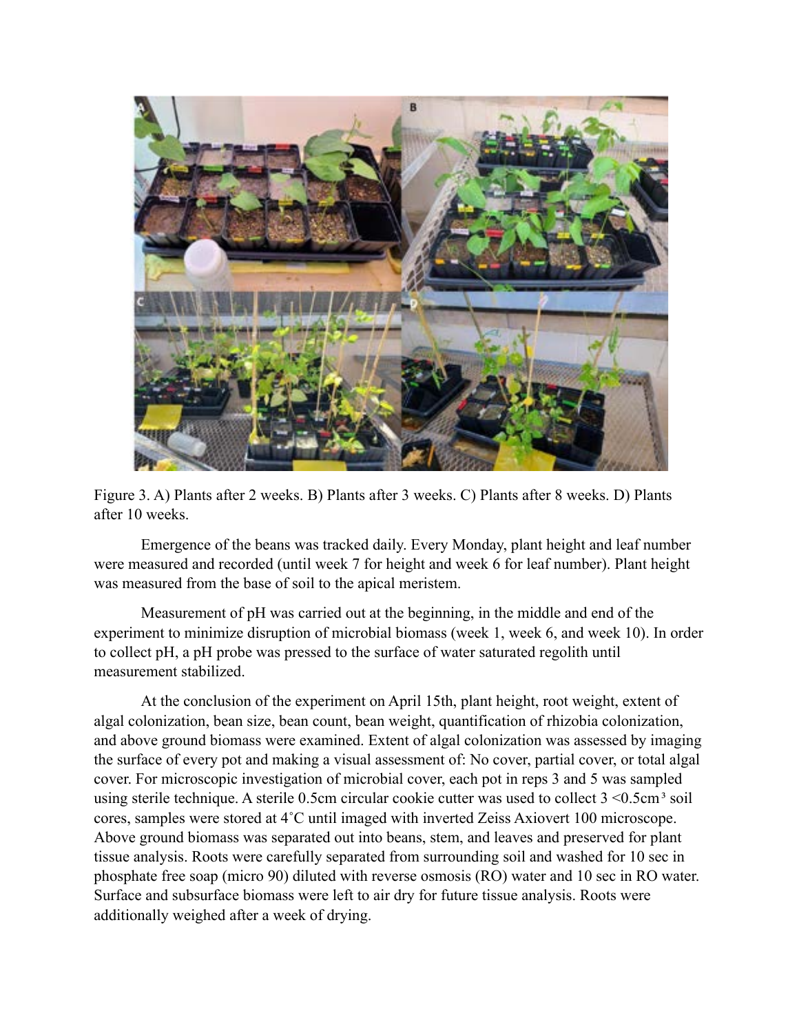Figure 3. A) Plants after 2 weeks. B) Plants after 3 weeks. C) Plants after 8 weeks. D) Plants after 10 weeks.

Emergence of the beans was tracked daily. Every Monday, plant height and leaf number were measured and recorded (until week 7 for height and week 6 for leaf number). Plant height was measured from the base of soil to the apical meristem.

Measurement of pH was carried out at the beginning, in the middle and end of the experiment to minimize disruption of microbial biomass (week 1, week 6, and week 10). In order to collect pH, a pH probe was pressed to the surface of water saturated regolith until measurement stabilized.

At the conclusion of the experiment on April 15th, plant height, root weight, extent of algal colonization, bean size, bean count, bean weight, quantification of rhizobia colonization, and above ground biomass were examined. Extent of algal colonization was assessed by imaging the surface of every pot and making a visual assessment of: No cover, partial cover, or total algal cover. For microscopic investigation of microbial cover, each pot in reps 3 and 5 was sampled using sterile technique. A sterile 0.5cm circular cookie cutter was used to collect 3 $<0.5cm^3$ soil cores, samples were stored at 4˚C until imaged with inverted Zeiss Axiovert 100 microscope. Above ground biomass was separated out into beans, stem, and leaves and preserved for plant tissue analysis. Roots were carefully separated from surrounding soil and washed for 10 sec in phosphate free soap (micro 90) diluted with reverse osmosis (RO) water and 10 sec in RO water. Surface and subsurface biomass were left to air dry for future tissue analysis. Roots were additionally weighed after a week of drying.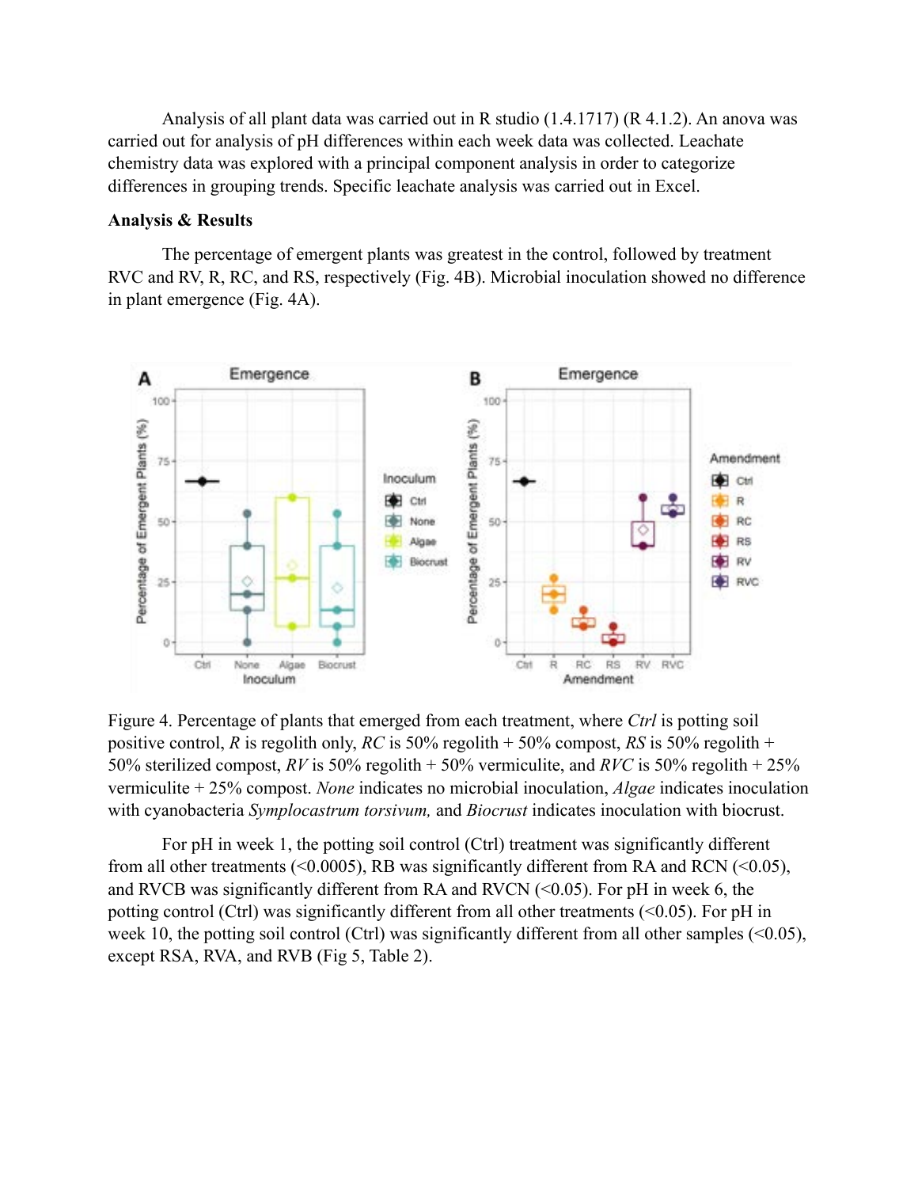Analysis of all plant data was carried out in R studio (1.4.1717) (R 4.1.2). An anova was carried out for analysis of pH differences within each week data was collected. Leachate chemistry data was explored with a principal component analysis in order to categorize differences in grouping trends. Specific leachate analysis was carried out in Excel.

**Analysis & Results**

The percentage of emergent plants was greatest in the control, followed by treatment RVC and RV, R, RC, and RS, respectively (Fig. 4B). Microbial inoculation showed no difference in plant emergence (Fig. 4A).

Figure 4. Percentage of plants that emerged from each treatment, where *Ctrl* is potting soil positive control, *R* is regolith only, *RC* is 50% regolith + 50% compost, *RS* is 50% regolith + 50% sterilized compost, *RV* is 50% regolith + 50% vermiculite, and *RVC* is 50% regolith + 25% vermiculite + 25% compost. *None* indicates no microbial inoculation, *Algae* indicates inoculation with cyanobacteria *Symplocastrum torsivum,* and *Biocrust* indicates inoculation with biocrust.

For pH in week 1, the potting soil control (Ctrl) treatment was significantly different from all other treatments (<0.0005), RB was significantly different from RA and RCN (<0.05), and RVCB was significantly different from RA and RVCN (<0.05). For pH in week 6, the potting control (Ctrl) was significantly different from all other treatments (<0.05). For pH in week 10, the potting soil control (Ctrl) was significantly different from all other samples (<0.05), except RSA, RVA, and RVB (Fig 5, Table 2).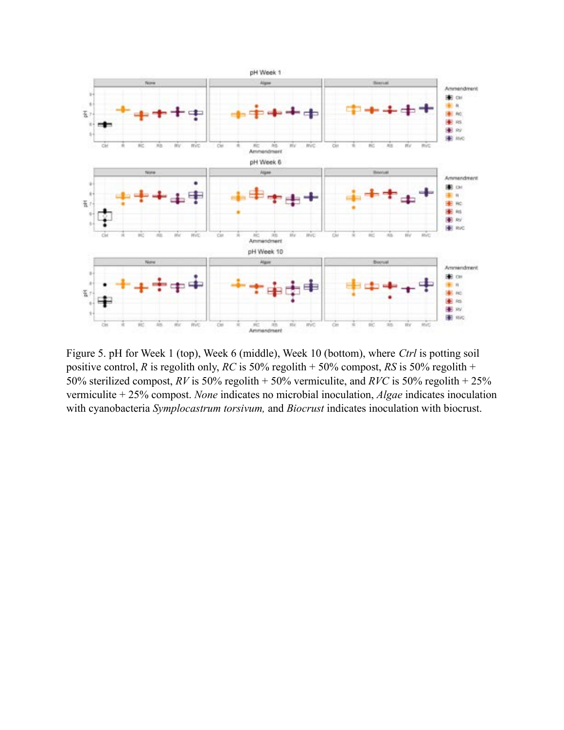Figure 5. pH for Week 1 (top), Week 6 (middle), Week 10 (bottom), where *Ctrl* is potting soil positive control, *R* is regolith only, *RC* is 50% regolith + 50% compost, *RS* is 50% regolith + 50% sterilized compost, *RV* is 50% regolith + 50% vermiculite, and *RVC* is 50% regolith + 25% vermiculite + 25% compost. *None* indicates no microbial inoculation, *Algae* indicates inoculation with cyanobacteria *Symplocastrum torsivum,* and *Biocrust* indicates inoculation with biocrust.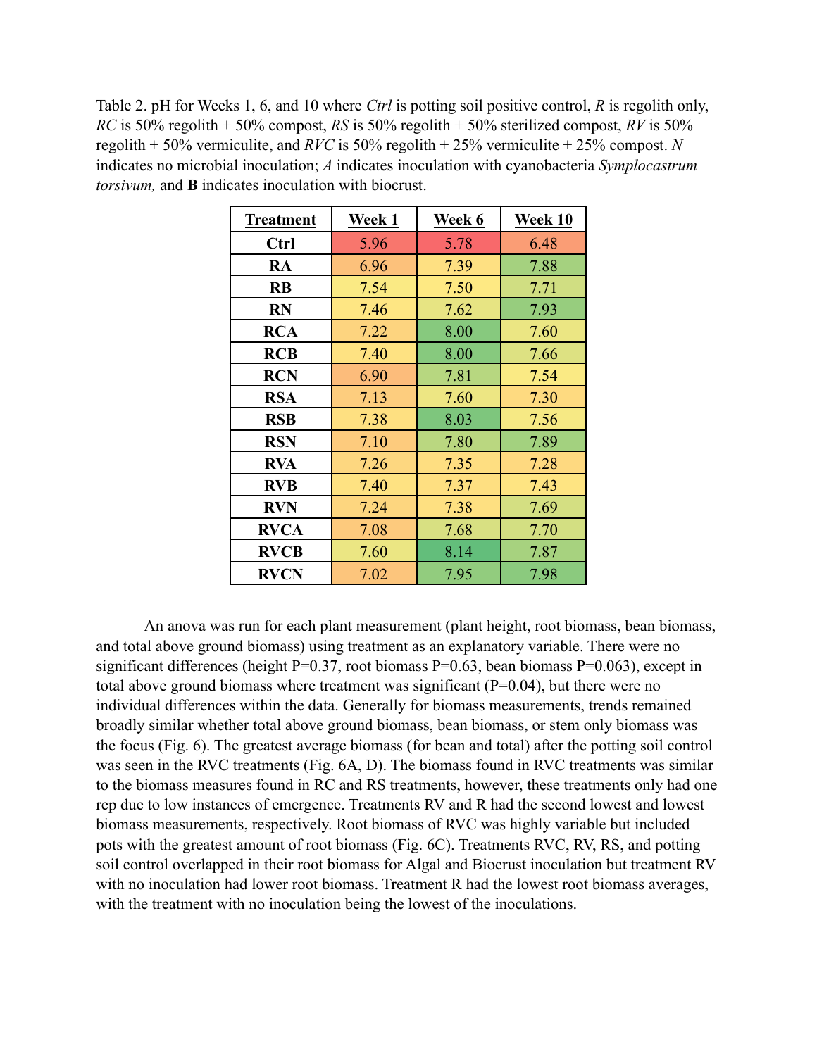Table 2. pH for Weeks 1, 6, and 10 where *Ctrl* is potting soil positive control, *R* is regolith only, *RC* is 50% regolith + 50% compost, *RS* is 50% regolith + 50% sterilized compost, *RV* is 50% regolith + 50% vermiculite, and *RVC* is 50% regolith + 25% vermiculite + 25% compost. *N* indicates no microbial inoculation; *A* indicates inoculation with cyanobacteria *Symplocastrum torsivum,* and **B** indicates inoculation with biocrust.

| Treatment | Week 1 | Week 6 | Week 10 |
|---|---|---|---|
| **Ctrl** | 5.96 | 5.78 | 6.48 |
| **RA** | 6.96 | 7.39 | 7.88 |
| **RB** | 7.54 | 7.50 | 7.71 |
| **RN** | 7.46 | 7.62 | 7.93 |
| **RCA** | 7.22 | 8.00 | 7.60 |
| **RCB** | 7.40 | 8.00 | 7.66 |
| **RCN** | 6.90 | 7.81 | 7.54 |
| **RSA** | 7.13 | 7.60 | 7.30 |
| **RSB** | 7.38 | 8.03 | 7.56 |
| **RSN** | 7.10 | 7.80 | 7.89 |
| **RVA** | 7.26 | 7.35 | 7.28 |
| **RVB** | 7.40 | 7.37 | 7.43 |
| **RVN** | 7.24 | 7.38 | 7.69 |
| **RVCA** | 7.08 | 7.68 | 7.70 |
| **RVCB** | 7.60 | 8.14 | 7.87 |
| **RVCN** | 7.02 | 7.95 | 7.98 |

An anova was run for each plant measurement (plant height, root biomass, bean biomass, and total above ground biomass) using treatment as an explanatory variable. There were no significant differences (height $P=0.37$, root biomass $P=0.63$, bean biomass $P=0.063$), except in total above ground biomass where treatment was significant ($P=0.04$), but there were no individual differences within the data. Generally for biomass measurements, trends remained broadly similar whether total above ground biomass, bean biomass, or stem only biomass was the focus (Fig. 6). The greatest average biomass (for bean and total) after the potting soil control was seen in the RVC treatments (Fig. 6A, D). The biomass found in RVC treatments was similar to the biomass measures found in RC and RS treatments, however, these treatments only had one rep due to low instances of emergence. Treatments RV and R had the second lowest and lowest biomass measurements, respectively. Root biomass of RVC was highly variable but included pots with the greatest amount of root biomass (Fig. 6C). Treatments RVC, RV, RS, and potting soil control overlapped in their root biomass for Algal and Biocrust inoculation but treatment RV with no inoculation had lower root biomass. Treatment R had the lowest root biomass averages, with the treatment with no inoculation being the lowest of the inoculations.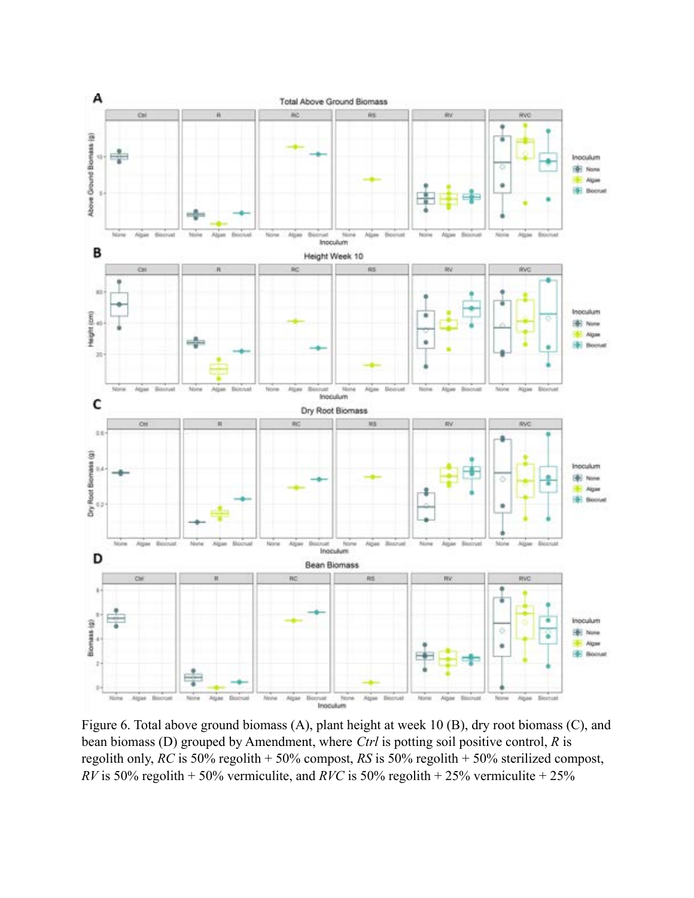Figure 6. Total above ground biomass (A), plant height at week 10 (B), dry root biomass (C), and bean biomass (D) grouped by Amendment, where *Ctrl* is potting soil positive control, *R* is regolith only, *RC* is 50% regolith + 50% compost, *RS* is 50% regolith + 50% sterilized compost, *RV* is 50% regolith + 50% vermiculite, and *RVC* is 50% regolith + 25% vermiculite + 25%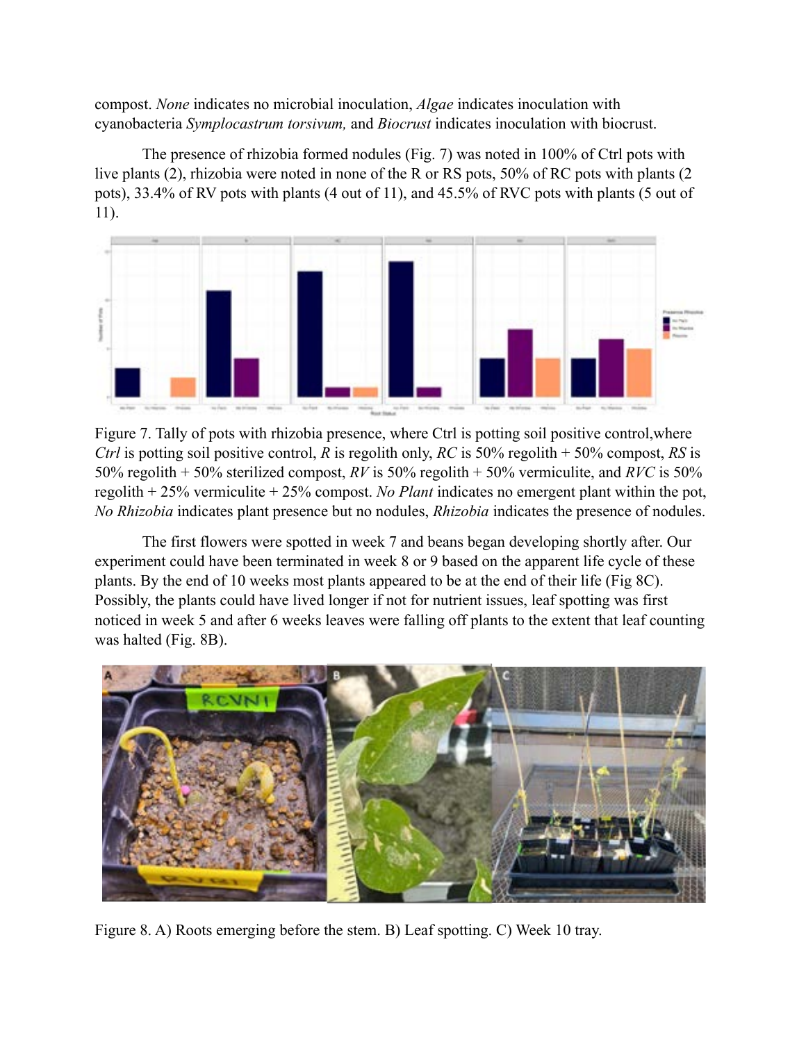compost. *None* indicates no microbial inoculation, *Algae* indicates inoculation with cyanobacteria *Symplocastrum torsivum,* and *Biocrust* indicates inoculation with biocrust.

The presence of rhizobia formed nodules (Fig. 7) was noted in 100% of Ctrl pots with live plants (2), rhizobia were noted in none of the R or RS pots, 50% of RC pots with plants (2 pots), 33.4% of RV pots with plants (4 out of 11), and 45.5% of RVC pots with plants (5 out of 11).

Figure 7. Tally of pots with rhizobia presence, where Ctrl is potting soil positive control,where *Ctrl* is potting soil positive control, *R* is regolith only, *RC* is 50% regolith + 50% compost, *RS* is 50% regolith + 50% sterilized compost, *RV* is 50% regolith + 50% vermiculite, and *RVC* is 50% regolith + 25% vermiculite + 25% compost. *No Plant* indicates no emergent plant within the pot, *No Rhizobia* indicates plant presence but no nodules, *Rhizobia* indicates the presence of nodules.

The first flowers were spotted in week 7 and beans began developing shortly after. Our experiment could have been terminated in week 8 or 9 based on the apparent life cycle of these plants. By the end of 10 weeks most plants appeared to be at the end of their life (Fig 8C). Possibly, the plants could have lived longer if not for nutrient issues, leaf spotting was first noticed in week 5 and after 6 weeks leaves were falling off plants to the extent that leaf counting was halted (Fig. 8B).

Figure 8. A) Roots emerging before the stem. B) Leaf spotting. C) Week 10 tray.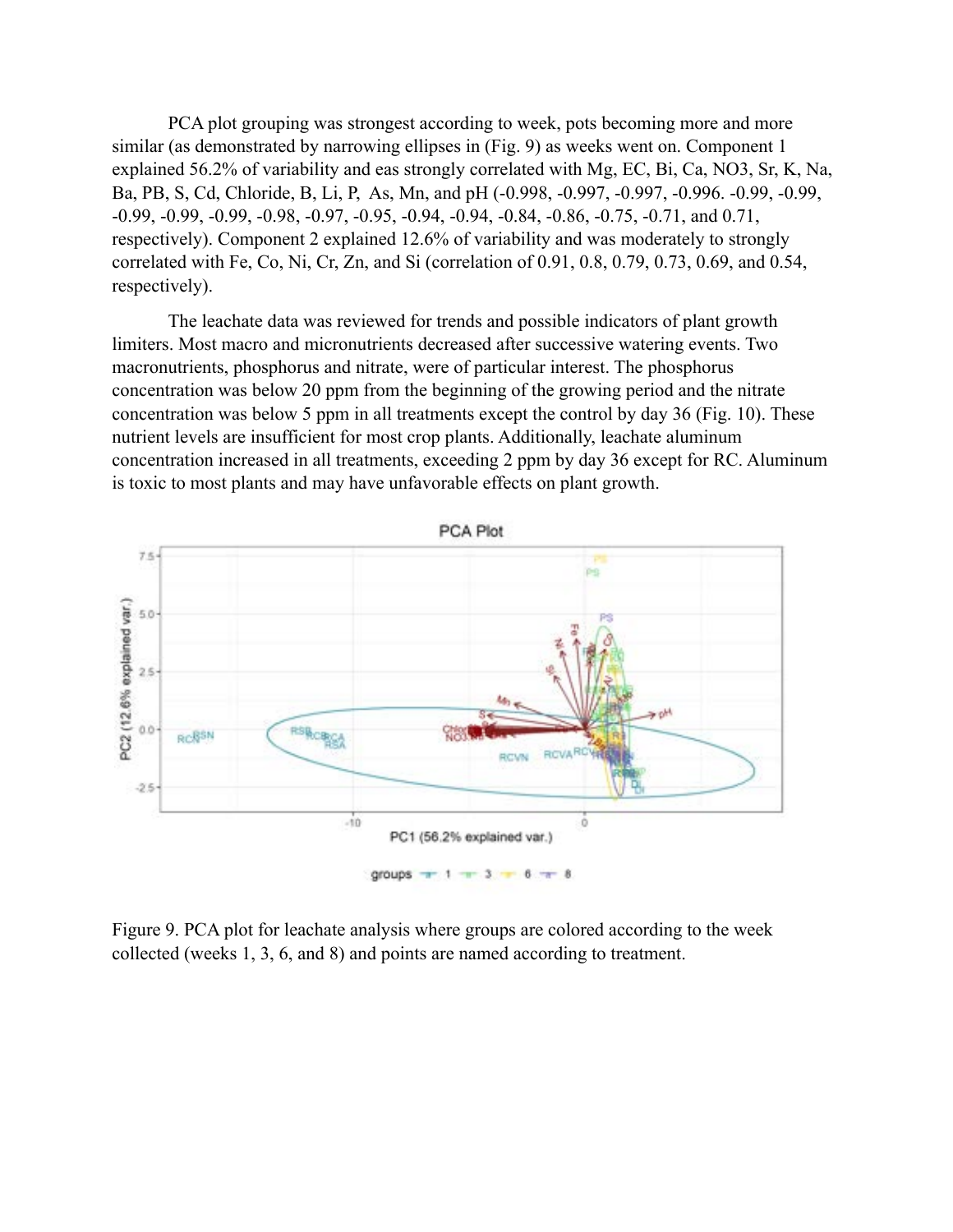PCA plot grouping was strongest according to week, pots becoming more and more similar (as demonstrated by narrowing ellipses in (Fig. 9) as weeks went on. Component 1 explained 56.2% of variability and eas strongly correlated with Mg, EC, Bi, Ca, NO3, Sr, K, Na, Ba, PB, S, Cd, Chloride, B, Li, P, As, Mn, and pH (-0.998, -0.997, -0.997, -0.996. -0.99, -0.99, -0.99, -0.99, -0.99, -0.98, -0.97, -0.95, -0.94, -0.94, -0.84, -0.86, -0.75, -0.71, and 0.71, respectively). Component 2 explained 12.6% of variability and was moderately to strongly correlated with Fe, Co, Ni, Cr, Zn, and Si (correlation of 0.91, 0.8, 0.79, 0.73, 0.69, and 0.54, respectively).

The leachate data was reviewed for trends and possible indicators of plant growth limiters. Most macro and micronutrients decreased after successive watering events. Two macronutrients, phosphorus and nitrate, were of particular interest. The phosphorus concentration was below 20 ppm from the beginning of the growing period and the nitrate concentration was below 5 ppm in all treatments except the control by day 36 (Fig. 10). These nutrient levels are insufficient for most crop plants. Additionally, leachate aluminum concentration increased in all treatments, exceeding 2 ppm by day 36 except for RC. Aluminum is toxic to most plants and may have unfavorable effects on plant growth.

Figure 9. PCA plot for leachate analysis where groups are colored according to the week collected (weeks 1, 3, 6, and 8) and points are named according to treatment.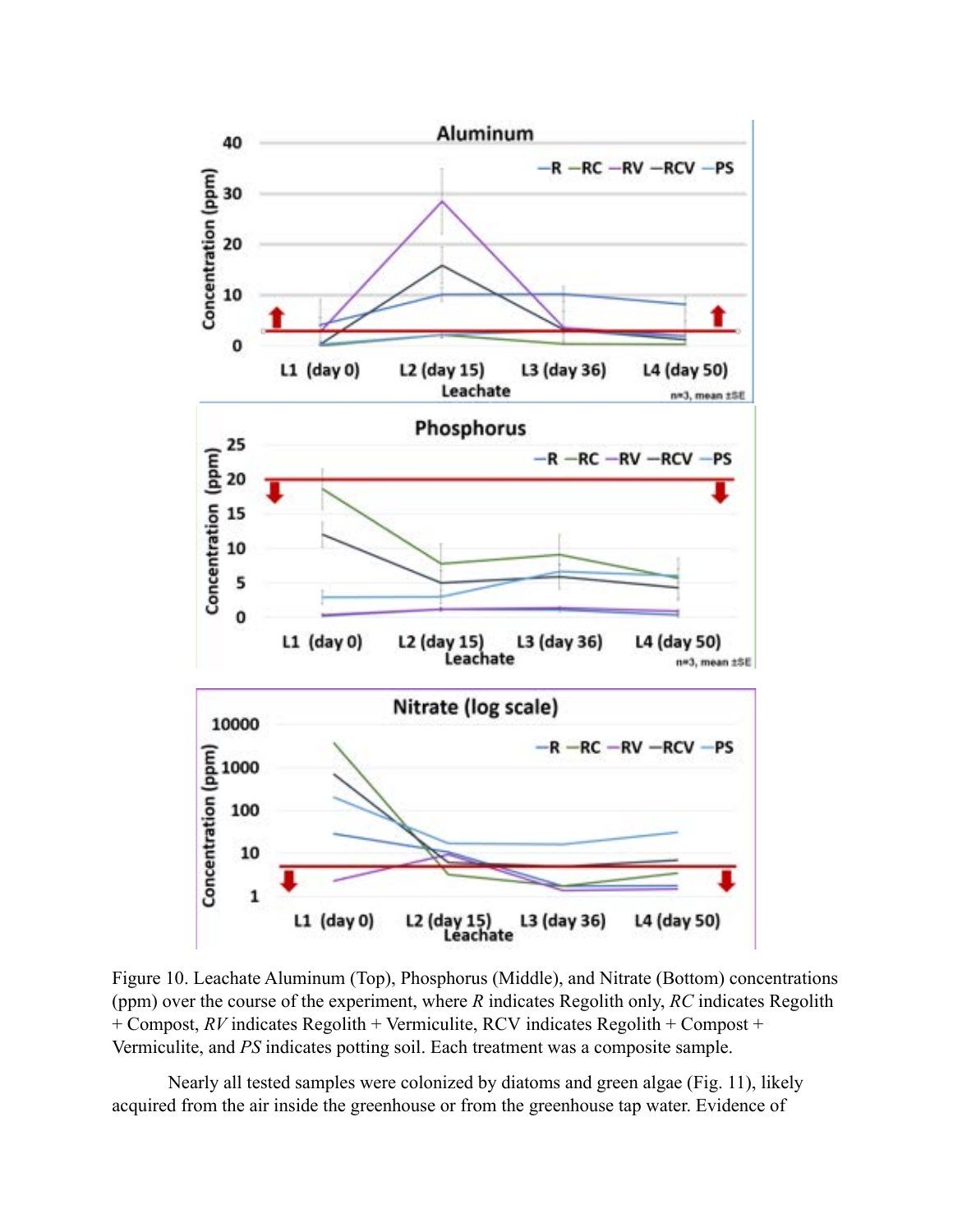Figure 10. Leachate Aluminum (Top), Phosphorus (Middle), and Nitrate (Bottom) concentrations (ppm) over the course of the experiment, where *R* indicates Regolith only, *RC* indicates Regolith + Compost, *RV* indicates Regolith + Vermiculite, RCV indicates Regolith + Compost + Vermiculite, and *PS* indicates potting soil. Each treatment was a composite sample.

Nearly all tested samples were colonized by diatoms and green algae (Fig. 11), likely acquired from the air inside the greenhouse or from the greenhouse tap water. Evidence of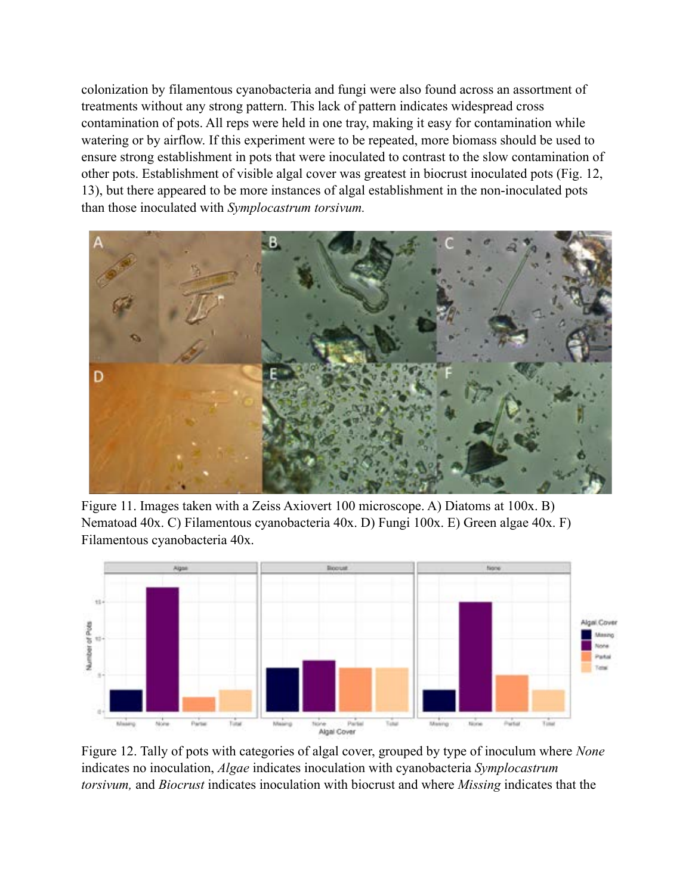colonization by filamentous cyanobacteria and fungi were also found across an assortment of treatments without any strong pattern. This lack of pattern indicates widespread cross contamination of pots. All reps were held in one tray, making it easy for contamination while watering or by airflow. If this experiment were to be repeated, more biomass should be used to ensure strong establishment in pots that were inoculated to contrast to the slow contamination of other pots. Establishment of visible algal cover was greatest in biocrust inoculated pots (Fig. 12, 13), but there appeared to be more instances of algal establishment in the non-inoculated pots than those inoculated with *Symplocastrum torsivum.*

Figure 11. Images taken with a Zeiss Axiovert 100 microscope. A) Diatoms at 100x. B) Nematoad 40x. C) Filamentous cyanobacteria 40x. D) Fungi 100x. E) Green algae 40x. F) Filamentous cyanobacteria 40x.

Figure 12. Tally of pots with categories of algal cover, grouped by type of inoculum where *None* indicates no inoculation, *Algae* indicates inoculation with cyanobacteria *Symplocastrum torsivum,* and *Biocrust* indicates inoculation with biocrust and where *Missing* indicates that the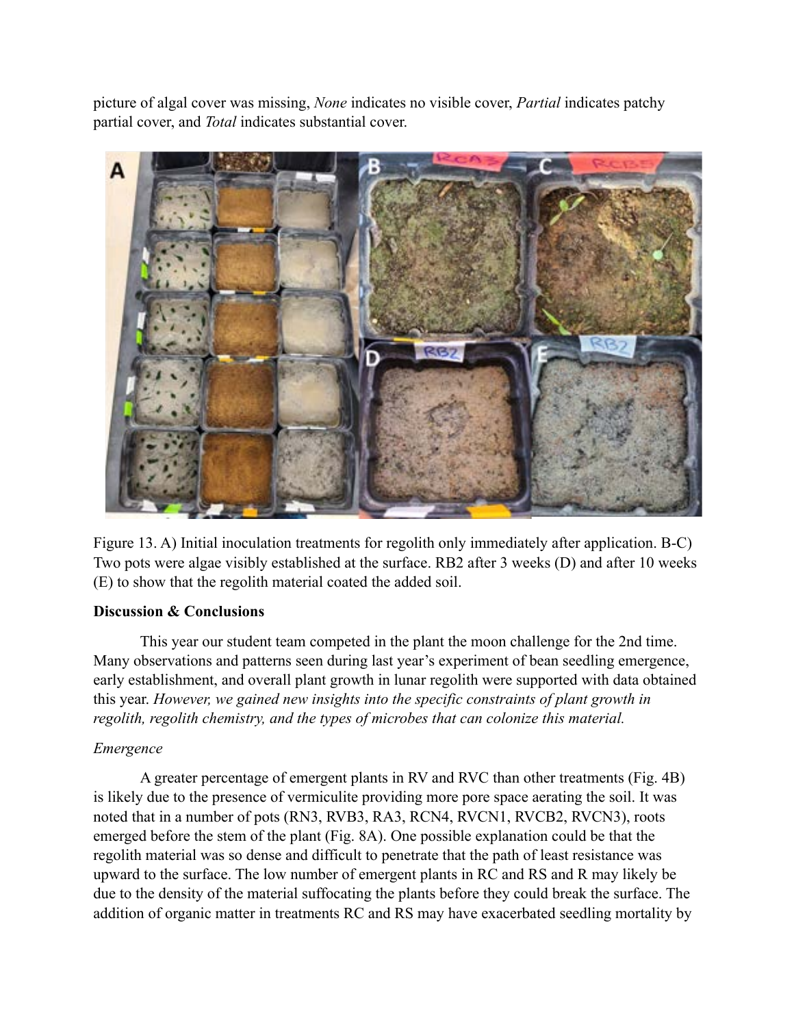picture of algal cover was missing, *None* indicates no visible cover, *Partial* indicates patchy partial cover, and *Total* indicates substantial cover.

Figure 13. A) Initial inoculation treatments for regolith only immediately after application. B-C) Two pots were algae visibly established at the surface. RB2 after 3 weeks (D) and after 10 weeks (E) to show that the regolith material coated the added soil.

**Discussion & Conclusions**

This year our student team competed in the plant the moon challenge for the 2nd time. Many observations and patterns seen during last year's experiment of bean seedling emergence, early establishment, and overall plant growth in lunar regolith were supported with data obtained this year. *However, we gained new insights into the specific constraints of plant growth in regolith, regolith chemistry, and the types of microbes that can colonize this material.*

*Emergence*

A greater percentage of emergent plants in RV and RVC than other treatments (Fig. 4B) is likely due to the presence of vermiculite providing more pore space aerating the soil. It was noted that in a number of pots (RN3, RVB3, RA3, RCN4, RVCN1, RVCB2, RVCN3), roots emerged before the stem of the plant (Fig. 8A). One possible explanation could be that the regolith material was so dense and difficult to penetrate that the path of least resistance was upward to the surface. The low number of emergent plants in RC and RS and R may likely be due to the density of the material suffocating the plants before they could break the surface. The addition of organic matter in treatments RC and RS may have exacerbated seedling mortality by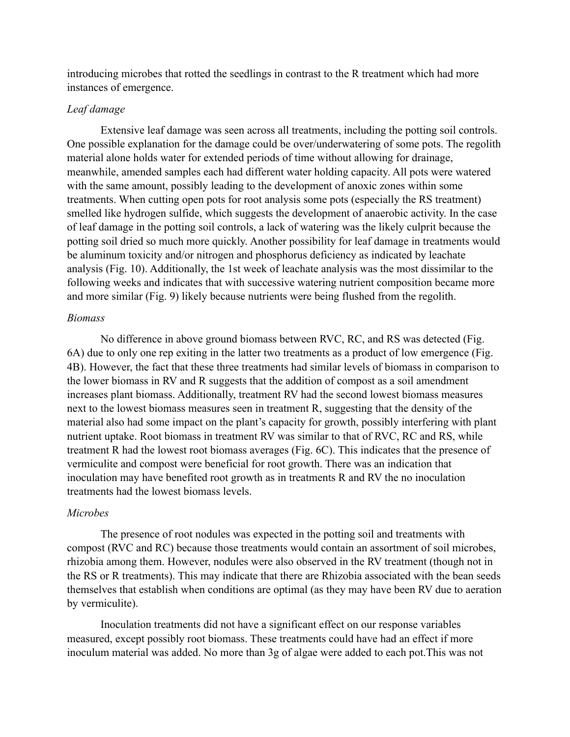introducing microbes that rotted the seedlings in contrast to the R treatment which had more instances of emergence.

*Leaf damage*

Extensive leaf damage was seen across all treatments, including the potting soil controls. One possible explanation for the damage could be over/underwatering of some pots. The regolith material alone holds water for extended periods of time without allowing for drainage, meanwhile, amended samples each had different water holding capacity. All pots were watered with the same amount, possibly leading to the development of anoxic zones within some treatments. When cutting open pots for root analysis some pots (especially the RS treatment) smelled like hydrogen sulfide, which suggests the development of anaerobic activity. In the case of leaf damage in the potting soil controls, a lack of watering was the likely culprit because the potting soil dried so much more quickly. Another possibility for leaf damage in treatments would be aluminum toxicity and/or nitrogen and phosphorus deficiency as indicated by leachate analysis (Fig. 10). Additionally, the 1st week of leachate analysis was the most dissimilar to the following weeks and indicates that with successive watering nutrient composition became more and more similar (Fig. 9) likely because nutrients were being flushed from the regolith.

*Biomass*

No difference in above ground biomass between RVC, RC, and RS was detected (Fig. 6A) due to only one rep exiting in the latter two treatments as a product of low emergence (Fig. 4B). However, the fact that these three treatments had similar levels of biomass in comparison to the lower biomass in RV and R suggests that the addition of compost as a soil amendment increases plant biomass. Additionally, treatment RV had the second lowest biomass measures next to the lowest biomass measures seen in treatment R, suggesting that the density of the material also had some impact on the plant's capacity for growth, possibly interfering with plant nutrient uptake. Root biomass in treatment RV was similar to that of RVC, RC and RS, while treatment R had the lowest root biomass averages (Fig. 6C). This indicates that the presence of vermiculite and compost were beneficial for root growth. There was an indication that inoculation may have benefited root growth as in treatments R and RV the no inoculation treatments had the lowest biomass levels.

*Microbes*

The presence of root nodules was expected in the potting soil and treatments with compost (RVC and RC) because those treatments would contain an assortment of soil microbes, rhizobia among them. However, nodules were also observed in the RV treatment (though not in the RS or R treatments). This may indicate that there are Rhizobia associated with the bean seeds themselves that establish when conditions are optimal (as they may have been RV due to aeration by vermiculite).

Inoculation treatments did not have a significant effect on our response variables measured, except possibly root biomass. These treatments could have had an effect if more inoculum material was added. No more than 3g of algae were added to each pot.This was not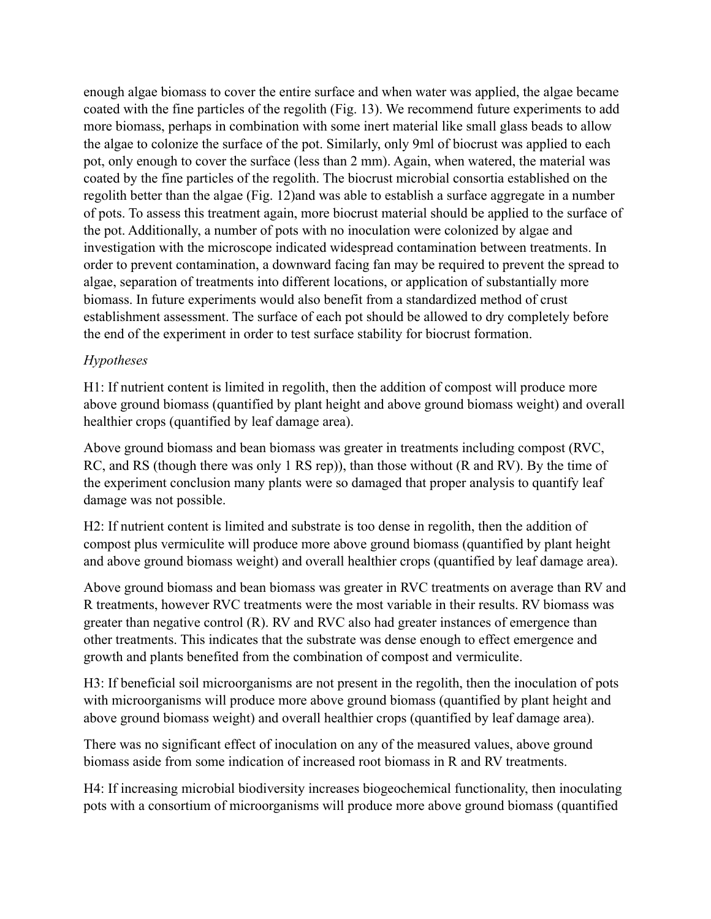enough algae biomass to cover the entire surface and when water was applied, the algae became coated with the fine particles of the regolith (Fig. 13). We recommend future experiments to add more biomass, perhaps in combination with some inert material like small glass beads to allow the algae to colonize the surface of the pot. Similarly, only 9ml of biocrust was applied to each pot, only enough to cover the surface (less than 2 mm). Again, when watered, the material was coated by the fine particles of the regolith. The biocrust microbial consortia established on the regolith better than the algae (Fig. 12)and was able to establish a surface aggregate in a number of pots. To assess this treatment again, more biocrust material should be applied to the surface of the pot. Additionally, a number of pots with no inoculation were colonized by algae and investigation with the microscope indicated widespread contamination between treatments. In order to prevent contamination, a downward facing fan may be required to prevent the spread to algae, separation of treatments into different locations, or application of substantially more biomass. In future experiments would also benefit from a standardized method of crust establishment assessment. The surface of each pot should be allowed to dry completely before the end of the experiment in order to test surface stability for biocrust formation.

*Hypotheses*

H1: If nutrient content is limited in regolith, then the addition of compost will produce more above ground biomass (quantified by plant height and above ground biomass weight) and overall healthier crops (quantified by leaf damage area).

Above ground biomass and bean biomass was greater in treatments including compost (RVC, RC, and RS (though there was only 1 RS rep)), than those without (R and RV). By the time of the experiment conclusion many plants were so damaged that proper analysis to quantify leaf damage was not possible.

H2: If nutrient content is limited and substrate is too dense in regolith, then the addition of compost plus vermiculite will produce more above ground biomass (quantified by plant height and above ground biomass weight) and overall healthier crops (quantified by leaf damage area).

Above ground biomass and bean biomass was greater in RVC treatments on average than RV and R treatments, however RVC treatments were the most variable in their results. RV biomass was greater than negative control (R). RV and RVC also had greater instances of emergence than other treatments. This indicates that the substrate was dense enough to effect emergence and growth and plants benefited from the combination of compost and vermiculite.

H3: If beneficial soil microorganisms are not present in the regolith, then the inoculation of pots with microorganisms will produce more above ground biomass (quantified by plant height and above ground biomass weight) and overall healthier crops (quantified by leaf damage area).

There was no significant effect of inoculation on any of the measured values, above ground biomass aside from some indication of increased root biomass in R and RV treatments.

H4: If increasing microbial biodiversity increases biogeochemical functionality, then inoculating pots with a consortium of microorganisms will produce more above ground biomass (quantified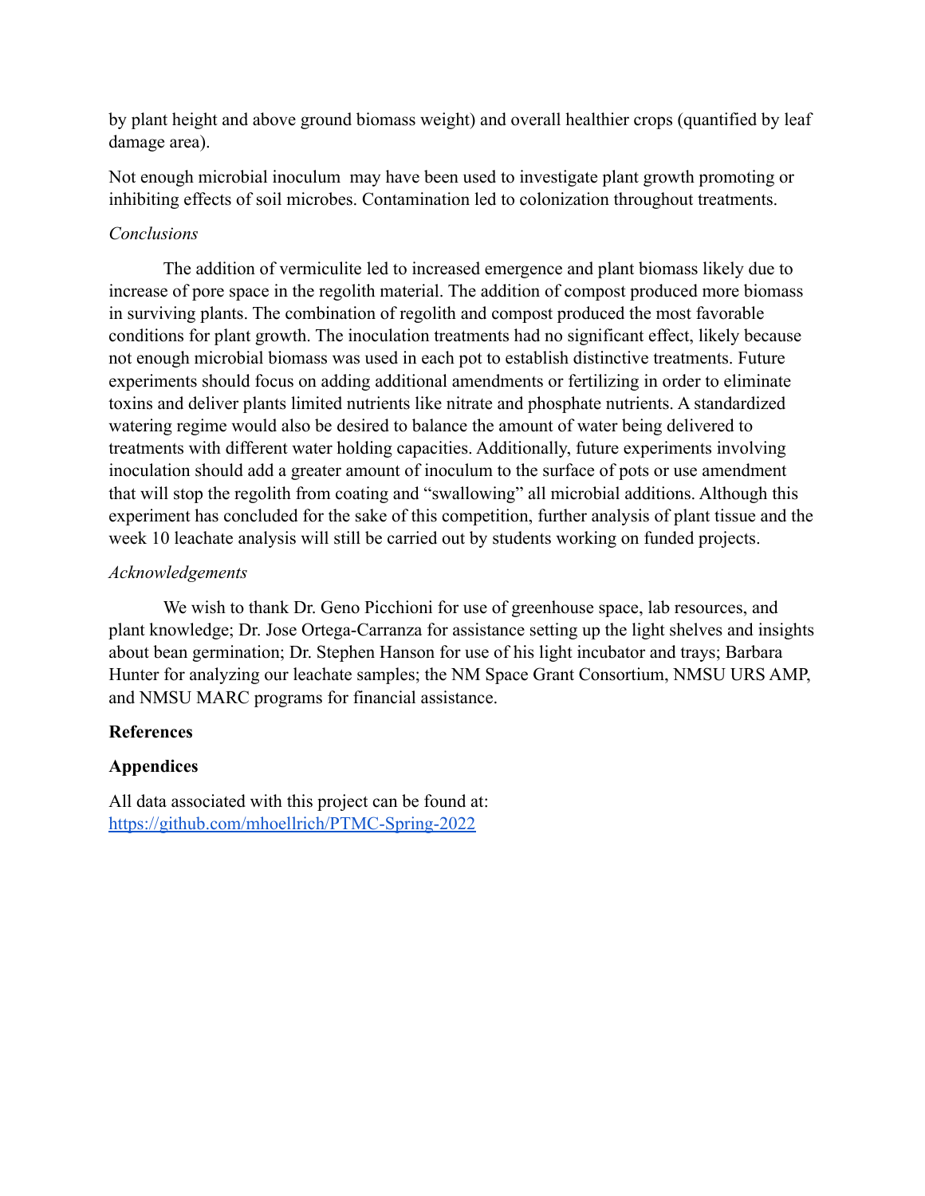by plant height and above ground biomass weight) and overall healthier crops (quantified by leaf damage area).

Not enough microbial inoculum may have been used to investigate plant growth promoting or inhibiting effects of soil microbes. Contamination led to colonization throughout treatments.

*Conclusions*

The addition of vermiculite led to increased emergence and plant biomass likely due to increase of pore space in the regolith material. The addition of compost produced more biomass in surviving plants. The combination of regolith and compost produced the most favorable conditions for plant growth. The inoculation treatments had no significant effect, likely because not enough microbial biomass was used in each pot to establish distinctive treatments. Future experiments should focus on adding additional amendments or fertilizing in order to eliminate toxins and deliver plants limited nutrients like nitrate and phosphate nutrients. A standardized watering regime would also be desired to balance the amount of water being delivered to treatments with different water holding capacities. Additionally, future experiments involving inoculation should add a greater amount of inoculum to the surface of pots or use amendment that will stop the regolith from coating and "swallowing" all microbial additions. Although this experiment has concluded for the sake of this competition, further analysis of plant tissue and the week 10 leachate analysis will still be carried out by students working on funded projects.

*Acknowledgements*

We wish to thank Dr. Geno Picchioni for use of greenhouse space, lab resources, and plant knowledge; Dr. Jose Ortega-Carranza for assistance setting up the light shelves and insights about bean germination; Dr. Stephen Hanson for use of his light incubator and trays; Barbara Hunter for analyzing our leachate samples; the NM Space Grant Consortium, NMSU URS AMP, and NMSU MARC programs for financial assistance.

**References**

**Appendices**

All data associated with this project can be found at:
https://github.com/mhoellrich/PTMC-Spring-2022